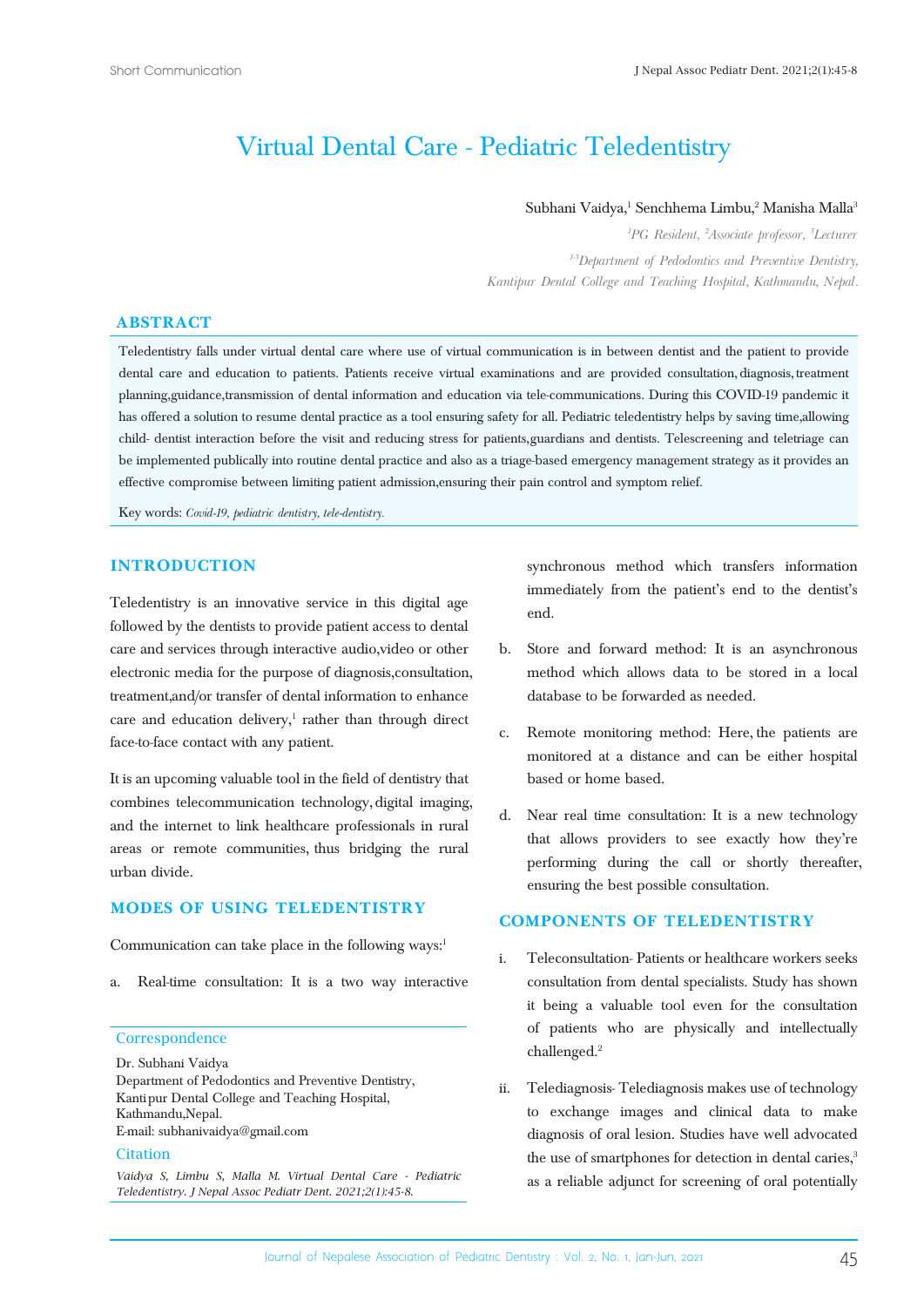Short Communication

# Virtual Dental Care - Pediatric Teledentistry

Subhani Vaidya,[1] Senchhema Limbu,[2] Manisha Malla[3]

[1]*PG Resident*, [2]*Associate professor*, [3]*Lecturer*

[1-3]*Department of Pedodontics and Preventive Dentistry, Kantipur Dental College and Teaching Hospital, Kathmandu, Nepal.*

## ABSTRACT

Teledentistry falls under virtual dental care where use of virtual communication is in between dentist and the patient to provide dental care and education to patients. Patients receive virtual examinations and are provided consultation, diagnosis, treatment planning, guidance, transmission of dental information and education via tele-communications. During this COVID-19 pandemic it has offered a solution to resume dental practice as a tool ensuring safety for all. Pediatric teledentistry helps by saving time, allowing child- dentist interaction before the visit and reducing stress for patients, guardians and dentists. Telescreening and teletriage can be implemented publically into routine dental practice and also as a triage-based emergency management strategy as it provides an effective compromise between limiting patient admission, ensuring their pain control and symptom relief.

Key words: *Covid-19, pediatric dentistry, tele-dentistry.*

## INTRODUCTION

Teledentistry is an innovative service in this digital age followed by the dentists to provide patient access to dental care and services through interactive audio, video or other electronic media for the purpose of diagnosis, consultation, treatment, and/or transfer of dental information to enhance care and education delivery,[1] rather than through direct face-to-face contact with any patient.

It is an upcoming valuable tool in the field of dentistry that combines telecommunication technology, digital imaging, and the internet to link healthcare professionals in rural areas or remote communities, thus bridging the rural urban divide.

## MODES OF USING TELEDENTISTRY

Communication can take place in the following ways:[1]

a. Real-time consultation: It is a two way interactive synchronous method which transfers information immediately from the patient's end to the dentist's end.

b. Store and forward method: It is an asynchronous method which allows data to be stored in a local database to be forwarded as needed.

c. Remote monitoring method: Here, the patients are monitored at a distance and can be either hospital based or home based.

d. Near real time consultation: It is a new technology that allows providers to see exactly how they're performing during the call or shortly thereafter, ensuring the best possible consultation.

## COMPONENTS OF TELEDENTISTRY

i. Teleconsultation- Patients or healthcare workers seeks consultation from dental specialists. Study has shown it being a valuable tool even for the consultation of patients who are physically and intellectually challenged.[2]

ii. Telediagnosis- Telediagnosis makes use of technology to exchange images and clinical data to make diagnosis of oral lesion. Studies have well advocated the use of smartphones for detection in dental caries,[3] as a reliable adjunct for screening of oral potentially

**Correspondence**

Dr. Subhani Vaidya
Department of Pedodontics and Preventive Dentistry,
Kantipur Dental College and Teaching Hospital,
Kathmandu, Nepal.
E-mail: subhanivaidya@gmail.com

**Citation**

*Vaidya S, Limbu S, Malla M. Virtual Dental Care - Pediatric Teledentistry. J Nepal Assoc Pediatr Dent. 2021;2(1):45-8.*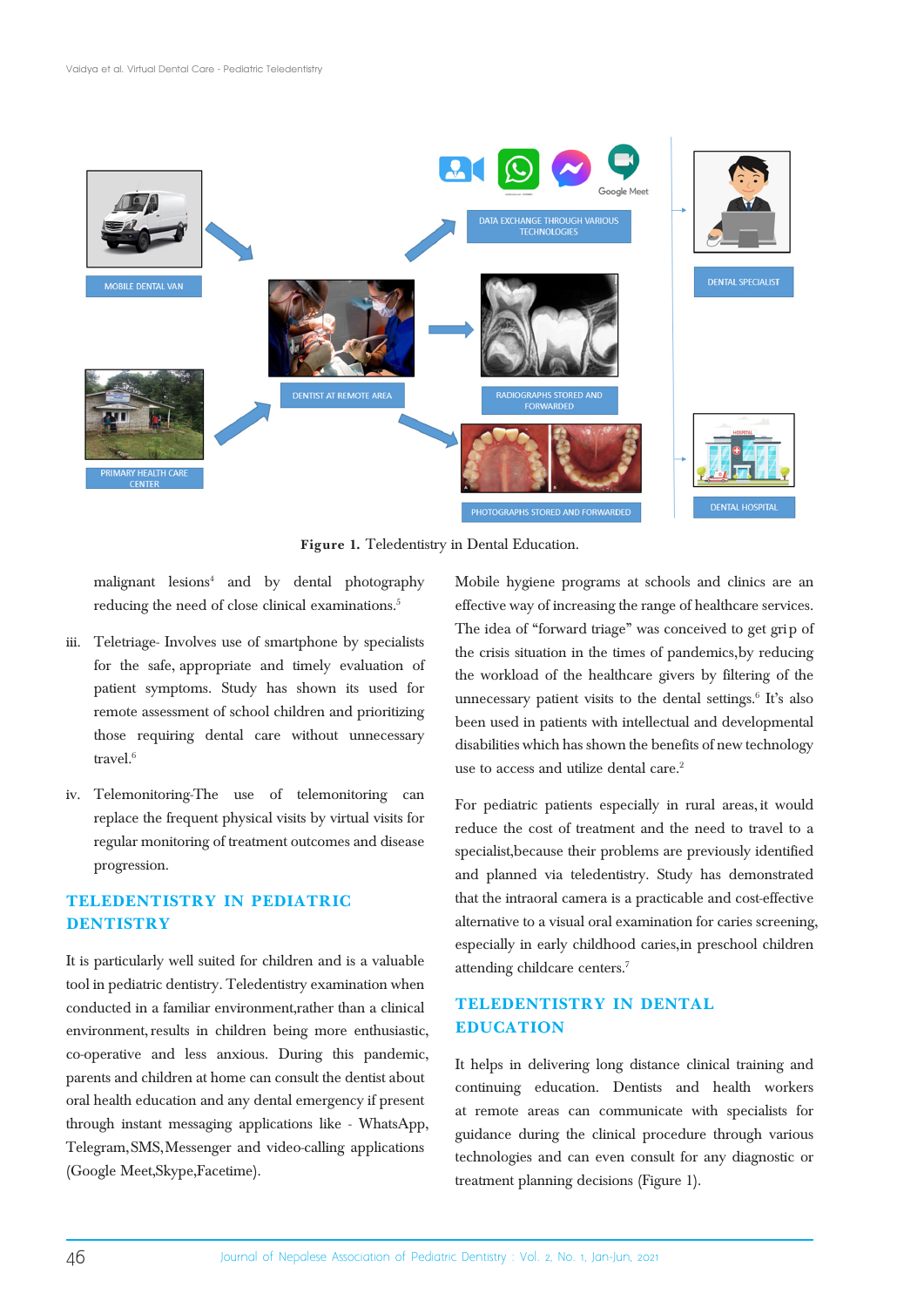Figure 1. Teledentistry in Dental Education.

malignant lesions[4] and by dental photography reducing the need of close clinical examinations.[5]

iii. Teletriage- Involves use of smartphone by specialists for the safe, appropriate and timely evaluation of patient symptoms. Study has shown its used for remote assessment of school children and prioritizing those requiring dental care without unnecessary travel.[6]

iv. Telemonitoring-The use of telemonitoring can replace the frequent physical visits by virtual visits for regular monitoring of treatment outcomes and disease progression.

## TELEDENTISTRY IN PEDIATRIC DENTISTRY

It is particularly well suited for children and is a valuable tool in pediatric dentistry. Teledentistry examination when conducted in a familiar environment,rather than a clinical environment, results in children being more enthusiastic, co-operative and less anxious. During this pandemic, parents and children at home can consult the dentist about oral health education and any dental emergency if present through instant messaging applications like - WhatsApp, Telegram, SMS, Messenger and video-calling applications (Google Meet,Skype,Facetime).

Mobile hygiene programs at schools and clinics are an effective way of increasing the range of healthcare services. The idea of "forward triage" was conceived to get grip of the crisis situation in the times of pandemics,by reducing the workload of the healthcare givers by filtering of the unnecessary patient visits to the dental settings.[6] It's also been used in patients with intellectual and developmental disabilities which has shown the benefits of new technology use to access and utilize dental care.[2]

For pediatric patients especially in rural areas, it would reduce the cost of treatment and the need to travel to a specialist,because their problems are previously identified and planned via teledentistry. Study has demonstrated that the intraoral camera is a practicable and cost-effective alternative to a visual oral examination for caries screening, especially in early childhood caries,in preschool children attending childcare centers.[7]

## TELEDENTISTRY IN DENTAL EDUCATION

It helps in delivering long distance clinical training and continuing education. Dentists and health workers at remote areas can communicate with specialists for guidance during the clinical procedure through various technologies and can even consult for any diagnostic or treatment planning decisions (Figure 1).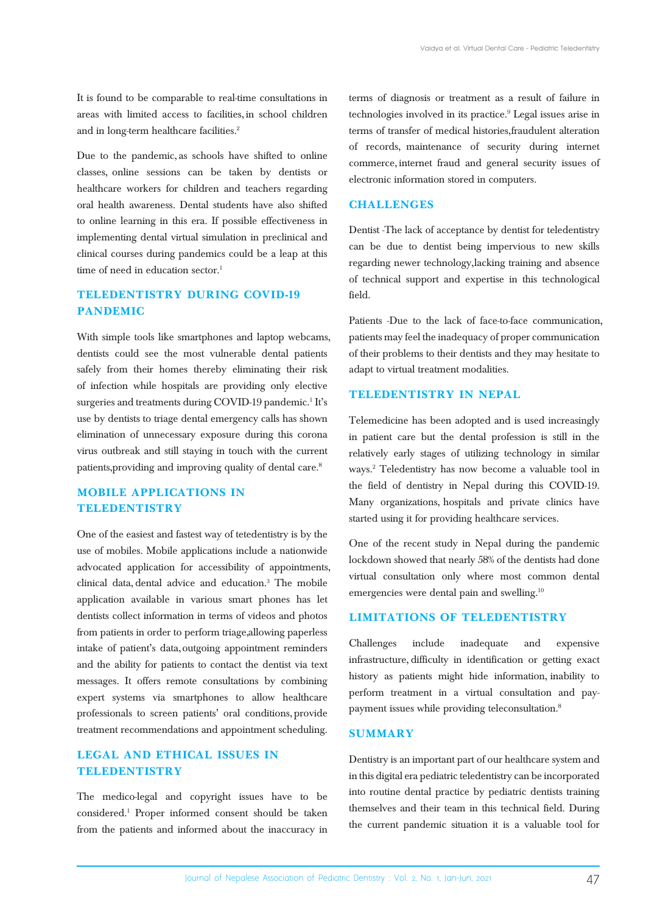It is found to be comparable to real-time consultations in areas with limited access to facilities, in school children and in long-term healthcare facilities.[2]

Due to the pandemic, as schools have shifted to online classes, online sessions can be taken by dentists or healthcare workers for children and teachers regarding oral health awareness. Dental students have also shifted to online learning in this era. If possible effectiveness in implementing dental virtual simulation in preclinical and clinical courses during pandemics could be a leap at this time of need in education sector.[1]

## TELEDENTISTRY DURING COVID-19 PANDEMIC

With simple tools like smartphones and laptop webcams, dentists could see the most vulnerable dental patients safely from their homes thereby eliminating their risk of infection while hospitals are providing only elective surgeries and treatments during COVID-19 pandemic.[1] It's use by dentists to triage dental emergency calls has shown elimination of unnecessary exposure during this corona virus outbreak and still staying in touch with the current patients,providing and improving quality of dental care.[8]

## MOBILE APPLICATIONS IN TELEDENTISTRY

One of the easiest and fastest way of tetedentistry is by the use of mobiles. Mobile applications include a nationwide advocated application for accessibility of appointments, clinical data, dental advice and education.[3] The mobile application available in various smart phones has let dentists collect information in terms of videos and photos from patients in order to perform triage,allowing paperless intake of patient's data, outgoing appointment reminders and the ability for patients to contact the dentist via text messages. It offers remote consultations by combining expert systems via smartphones to allow healthcare professionals to screen patients' oral conditions, provide treatment recommendations and appointment scheduling.

## LEGAL AND ETHICAL ISSUES IN TELEDENTISTRY

The medico-legal and copyright issues have to be considered.[1] Proper informed consent should be taken from the patients and informed about the inaccuracy in terms of diagnosis or treatment as a result of failure in technologies involved in its practice.[9] Legal issues arise in terms of transfer of medical histories,fraudulent alteration of records, maintenance of security during internet commerce, internet fraud and general security issues of electronic information stored in computers.

## CHALLENGES

Dentist -The lack of acceptance by dentist for teledentistry can be due to dentist being impervious to new skills regarding newer technology,lacking training and absence of technical support and expertise in this technological field.

Patients -Due to the lack of face-to-face communication, patients may feel the inadequacy of proper communication of their problems to their dentists and they may hesitate to adapt to virtual treatment modalities.

## TELEDENTISTRY IN NEPAL

Telemedicine has been adopted and is used increasingly in patient care but the dental profession is still in the relatively early stages of utilizing technology in similar ways.[2] Teledentistry has now become a valuable tool in the field of dentistry in Nepal during this COVID-19. Many organizations, hospitals and private clinics have started using it for providing healthcare services.

One of the recent study in Nepal during the pandemic lockdown showed that nearly 58% of the dentists had done virtual consultation only where most common dental emergencies were dental pain and swelling.[10]

## LIMITATIONS OF TELEDENTISTRY

Challenges include inadequate and expensive infrastructure, difficulty in identification or getting exact history as patients might hide information, inability to perform treatment in a virtual consultation and pay-payment issues while providing teleconsultation.[8]

## SUMMARY

Dentistry is an important part of our healthcare system and in this digital era pediatric teledentistry can be incorporated into routine dental practice by pediatric dentists training themselves and their team in this technical field. During the current pandemic situation it is a valuable tool for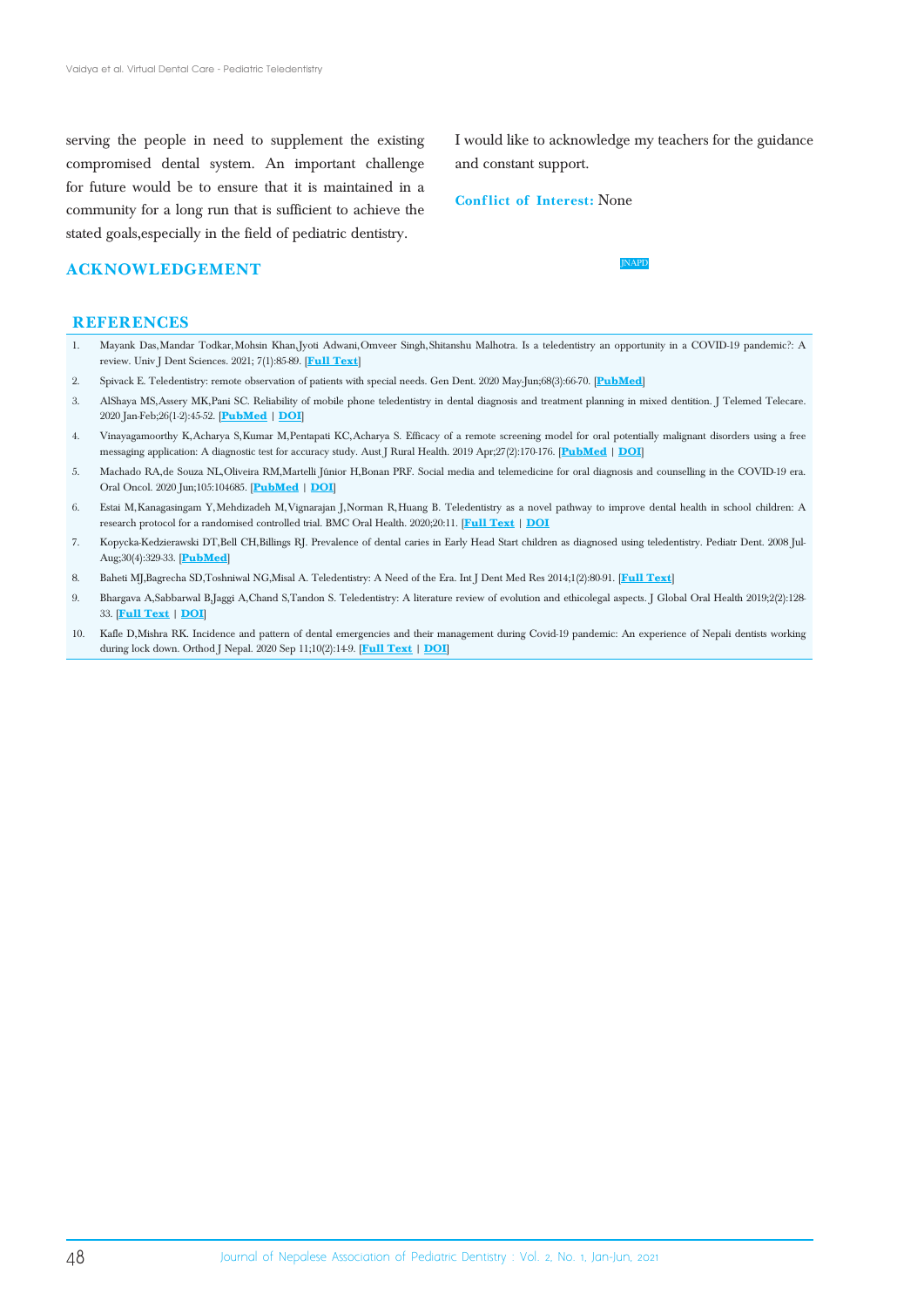serving the people in need to supplement the existing compromised dental system. An important challenge for future would be to ensure that it is maintained in a community for a long run that is sufficient to achieve the stated goals,especially in the field of pediatric dentistry.

## ACKNOWLEDGEMENT

I would like to acknowledge my teachers for the guidance and constant support.

**Conflict of Interest:** None

JNAPD

## REFERENCES

1. Mayank Das,Mandar Todkar,Mohsin Khan,Jyoti Adwani,Omveer Singh,Shitanshu Malhotra. Is a teledentistry an opportunity in a COVID-19 pandemic?: A review. Univ J Dent Sciences. 2021; 7(1):85-89. [**Full Text**]
2. Spivack E. Teledentistry: remote observation of patients with special needs. Gen Dent. 2020 May-Jun;68(3):66-70. [**PubMed**]
3. AlShaya MS,Assery MK,Pani SC. Reliability of mobile phone teledentistry in dental diagnosis and treatment planning in mixed dentition. J Telemed Telecare. 2020 Jan-Feb;26(1-2):45-52. [**PubMed** | **DOI**]
4. Vinayagamoorthy K,Acharya S,Kumar M,Pentapati KC,Acharya S. Efficacy of a remote screening model for oral potentially malignant disorders using a free messaging application: A diagnostic test for accuracy study. Aust J Rural Health. 2019 Apr;27(2):170-176. [**PubMed** | **DOI**]
5. Machado RA,de Souza NL,Oliveira RM,Martelli Júnior H,Bonan PRF. Social media and telemedicine for oral diagnosis and counselling in the COVID-19 era. Oral Oncol. 2020 Jun;105:104685. [**PubMed** | **DOI**]
6. Estai M,Kanagasingam Y,Mehdizadeh M,Vignarajan J,Norman R,Huang B. Teledentistry as a novel pathway to improve dental health in school children: A research protocol for a randomised controlled trial. BMC Oral Health. 2020;20:11. [**Full Text** | **DOI**]
7. Kopycka-Kedzierawski DT,Bell CH,Billings RJ. Prevalence of dental caries in Early Head Start children as diagnosed using teledentistry. Pediatr Dent. 2008 Jul-Aug;30(4):329-33. [**PubMed**]
8. Baheti MJ,Bagrecha SD,Toshniwal NG,Misal A. Teledentistry: A Need of the Era. Int J Dent Med Res 2014;1(2):80-91. [**Full Text**]
9. Bhargava A,Sabbarwal B,Jaggi A,Chand S,Tandon S. Teledentistry: A literature review of evolution and ethicolegal aspects. J Global Oral Health 2019;2(2):128-33. [**Full Text** | **DOI**]
10. Kafle D,Mishra RK. Incidence and pattern of dental emergencies and their management during Covid-19 pandemic: An experience of Nepali dentists working during lock down. Orthod J Nepal. 2020 Sep 11;10(2):14-9. [**Full Text** | **DOI**]